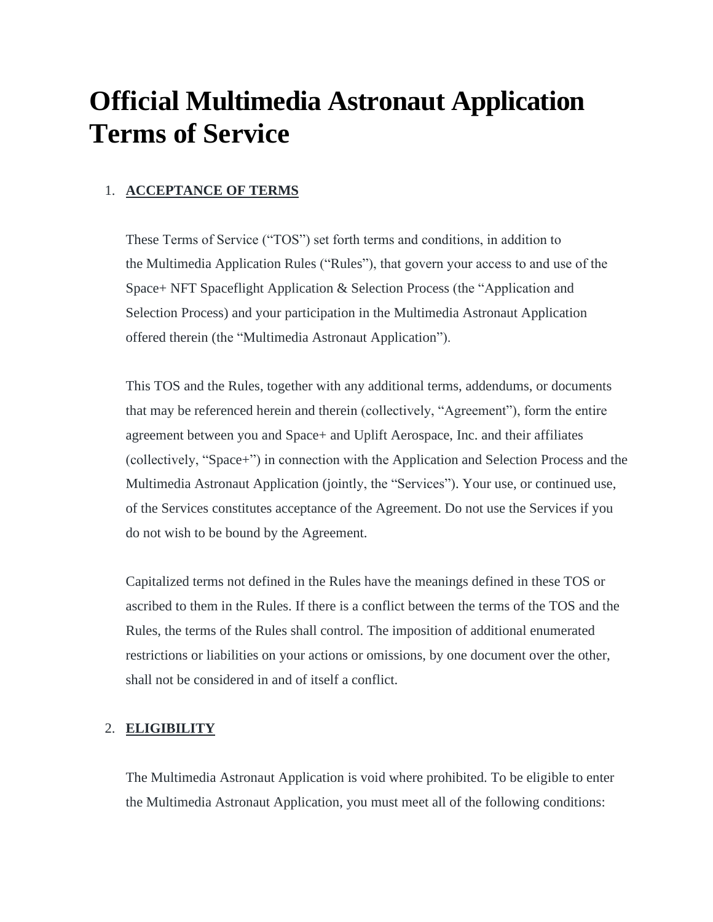# Official Multimedia Astronaut Application Terms of Service

1. **ACCEPTANCE OF TERMS**

   These Terms of Service ("TOS") set forth terms and conditions, in addition to the Multimedia Application Rules ("Rules"), that govern your access to and use of the Space+ NFT Spaceflight Application & Selection Process (the "Application and Selection Process) and your participation in the Multimedia Astronaut Application offered therein (the "Multimedia Astronaut Application").

   This TOS and the Rules, together with any additional terms, addendums, or documents that may be referenced herein and therein (collectively, "Agreement"), form the entire agreement between you and Space+ and Uplift Aerospace, Inc. and their affiliates (collectively, "Space+") in connection with the Application and Selection Process and the Multimedia Astronaut Application (jointly, the "Services"). Your use, or continued use, of the Services constitutes acceptance of the Agreement. Do not use the Services if you do not wish to be bound by the Agreement.

   Capitalized terms not defined in the Rules have the meanings defined in these TOS or ascribed to them in the Rules. If there is a conflict between the terms of the TOS and the Rules, the terms of the Rules shall control. The imposition of additional enumerated restrictions or liabilities on your actions or omissions, by one document over the other, shall not be considered in and of itself a conflict.

2. **ELIGIBILITY**

   The Multimedia Astronaut Application is void where prohibited. To be eligible to enter the Multimedia Astronaut Application, you must meet all of the following conditions: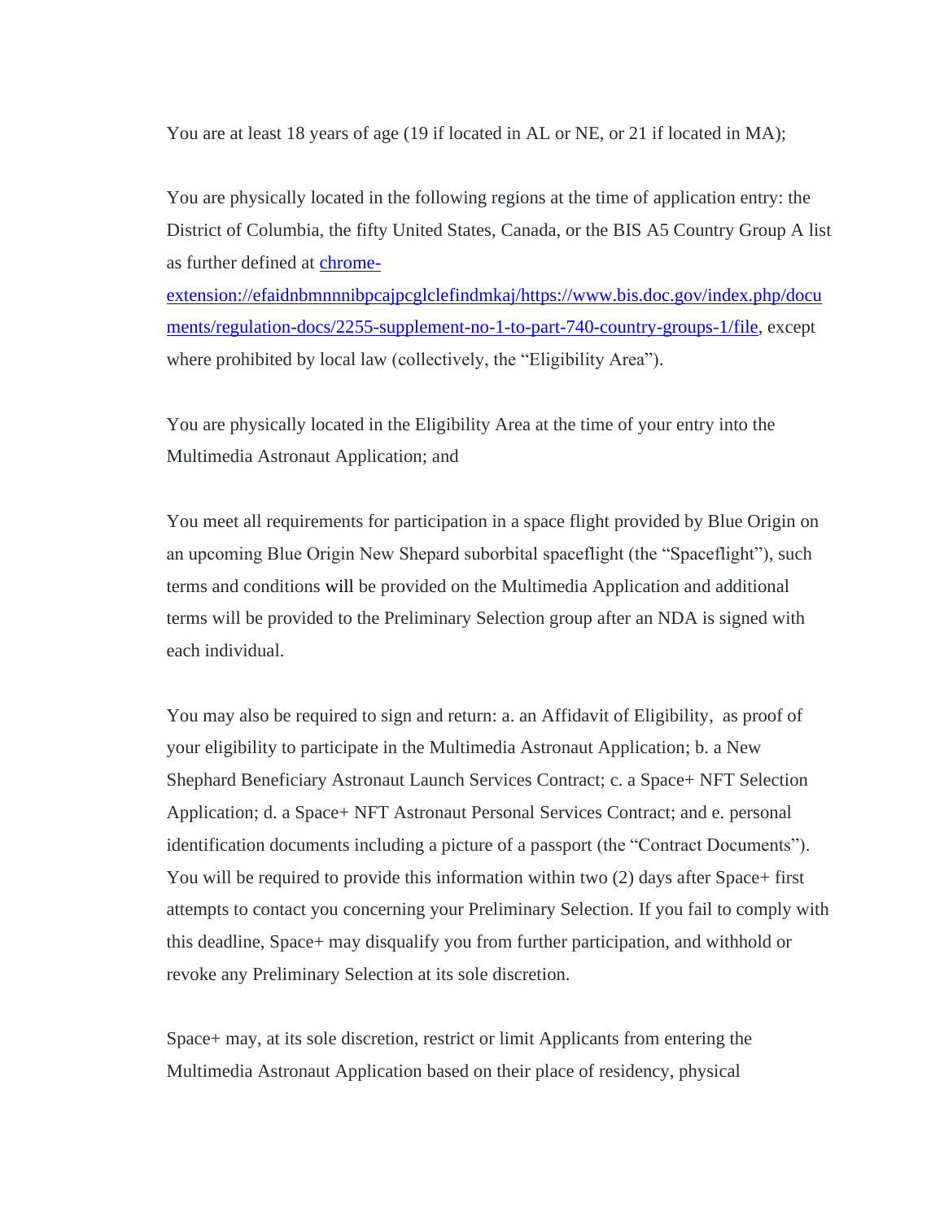You are at least 18 years of age (19 if located in AL or NE, or 21 if located in MA);

You are physically located in the following regions at the time of application entry: the District of Columbia, the fifty United States, Canada, or the BIS A5 Country Group A list as further defined at [chrome-extension://efaidnbmnnnibpcajpcglclefindmkaj/https://www.bis.doc.gov/index.php/documents/regulation-docs/2255-supplement-no-1-to-part-740-country-groups-1/file](chrome-extension://efaidnbmnnnibpcajpcglclefindmkaj/https://www.bis.doc.gov/index.php/documents/regulation-docs/2255-supplement-no-1-to-part-740-country-groups-1/file), except where prohibited by local law (collectively, the "Eligibility Area").

You are physically located in the Eligibility Area at the time of your entry into the Multimedia Astronaut Application; and

You meet all requirements for participation in a space flight provided by Blue Origin on an upcoming Blue Origin New Shepard suborbital spaceflight (the "Spaceflight"), such terms and conditions will be provided on the Multimedia Application and additional terms will be provided to the Preliminary Selection group after an NDA is signed with each individual.

You may also be required to sign and return: a. an Affidavit of Eligibility, as proof of your eligibility to participate in the Multimedia Astronaut Application; b. a New Shephard Beneficiary Astronaut Launch Services Contract; c. a Space+ NFT Selection Application; d. a Space+ NFT Astronaut Personal Services Contract; and e. personal identification documents including a picture of a passport (the "Contract Documents"). You will be required to provide this information within two (2) days after Space+ first attempts to contact you concerning your Preliminary Selection. If you fail to comply with this deadline, Space+ may disqualify you from further participation, and withhold or revoke any Preliminary Selection at its sole discretion.

Space+ may, at its sole discretion, restrict or limit Applicants from entering the Multimedia Astronaut Application based on their place of residency, physical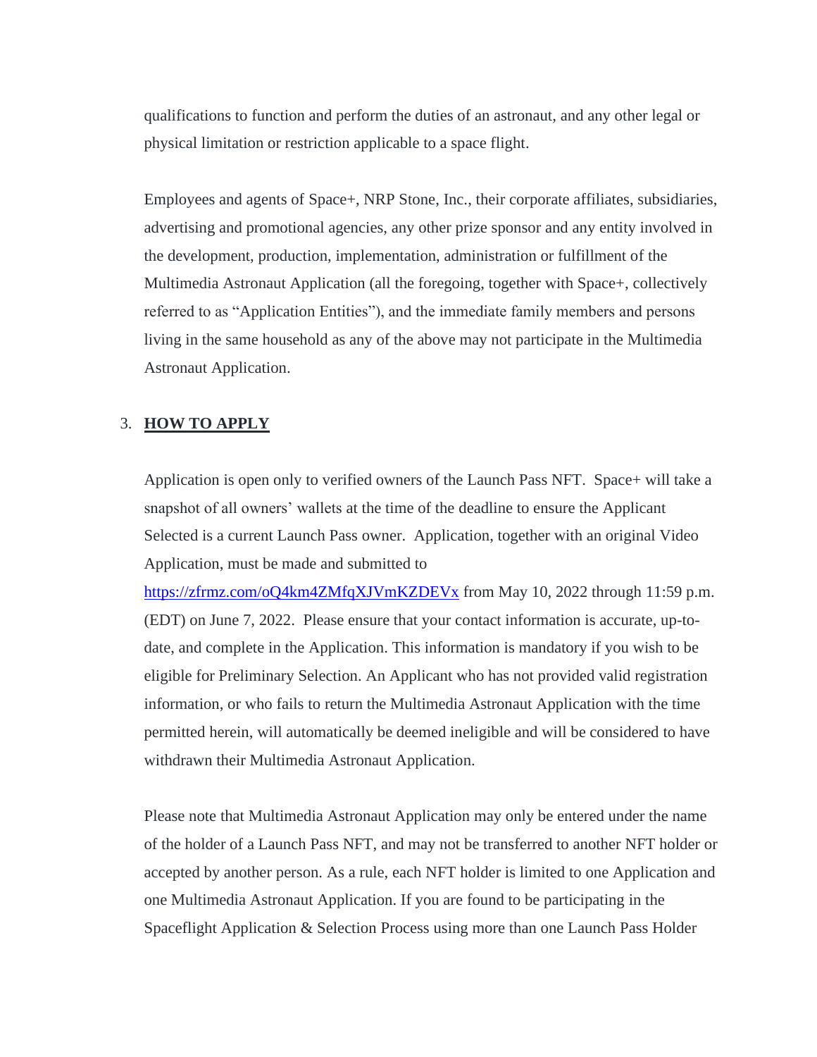qualifications to function and perform the duties of an astronaut, and any other legal or physical limitation or restriction applicable to a space flight.

Employees and agents of Space+, NRP Stone, Inc., their corporate affiliates, subsidiaries, advertising and promotional agencies, any other prize sponsor and any entity involved in the development, production, implementation, administration or fulfillment of the Multimedia Astronaut Application (all the foregoing, together with Space+, collectively referred to as "Application Entities"), and the immediate family members and persons living in the same household as any of the above may not participate in the Multimedia Astronaut Application.

3. **HOW TO APPLY**

Application is open only to verified owners of the Launch Pass NFT. Space+ will take a snapshot of all owners' wallets at the time of the deadline to ensure the Applicant Selected is a current Launch Pass owner. Application, together with an original Video Application, must be made and submitted to https://zfrmz.com/oQ4km4ZMfqXJVmKZDEVx from May 10, 2022 through 11:59 p.m. (EDT) on June 7, 2022. Please ensure that your contact information is accurate, up-to-date, and complete in the Application. This information is mandatory if you wish to be eligible for Preliminary Selection. An Applicant who has not provided valid registration information, or who fails to return the Multimedia Astronaut Application with the time permitted herein, will automatically be deemed ineligible and will be considered to have withdrawn their Multimedia Astronaut Application.

Please note that Multimedia Astronaut Application may only be entered under the name of the holder of a Launch Pass NFT, and may not be transferred to another NFT holder or accepted by another person. As a rule, each NFT holder is limited to one Application and one Multimedia Astronaut Application. If you are found to be participating in the Spaceflight Application & Selection Process using more than one Launch Pass Holder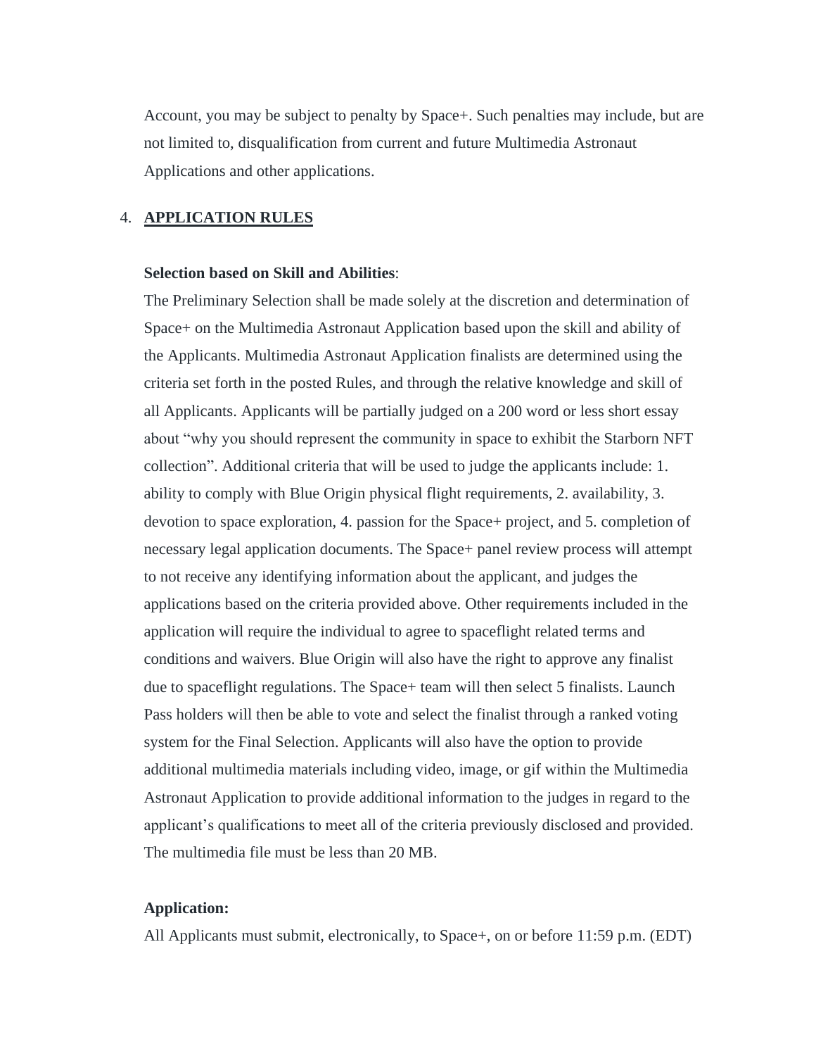Account, you may be subject to penalty by Space+. Such penalties may include, but are not limited to, disqualification from current and future Multimedia Astronaut Applications and other applications.

4. **APPLICATION RULES**

**Selection based on Skill and Abilities**:

The Preliminary Selection shall be made solely at the discretion and determination of Space+ on the Multimedia Astronaut Application based upon the skill and ability of the Applicants. Multimedia Astronaut Application finalists are determined using the criteria set forth in the posted Rules, and through the relative knowledge and skill of all Applicants. Applicants will be partially judged on a 200 word or less short essay about "why you should represent the community in space to exhibit the Starborn NFT collection". Additional criteria that will be used to judge the applicants include: 1. ability to comply with Blue Origin physical flight requirements, 2. availability, 3. devotion to space exploration, 4. passion for the Space+ project, and 5. completion of necessary legal application documents. The Space+ panel review process will attempt to not receive any identifying information about the applicant, and judges the applications based on the criteria provided above. Other requirements included in the application will require the individual to agree to spaceflight related terms and conditions and waivers. Blue Origin will also have the right to approve any finalist due to spaceflight regulations. The Space+ team will then select 5 finalists. Launch Pass holders will then be able to vote and select the finalist through a ranked voting system for the Final Selection. Applicants will also have the option to provide additional multimedia materials including video, image, or gif within the Multimedia Astronaut Application to provide additional information to the judges in regard to the applicant's qualifications to meet all of the criteria previously disclosed and provided. The multimedia file must be less than 20 MB.

**Application:**

All Applicants must submit, electronically, to Space+, on or before 11:59 p.m. (EDT)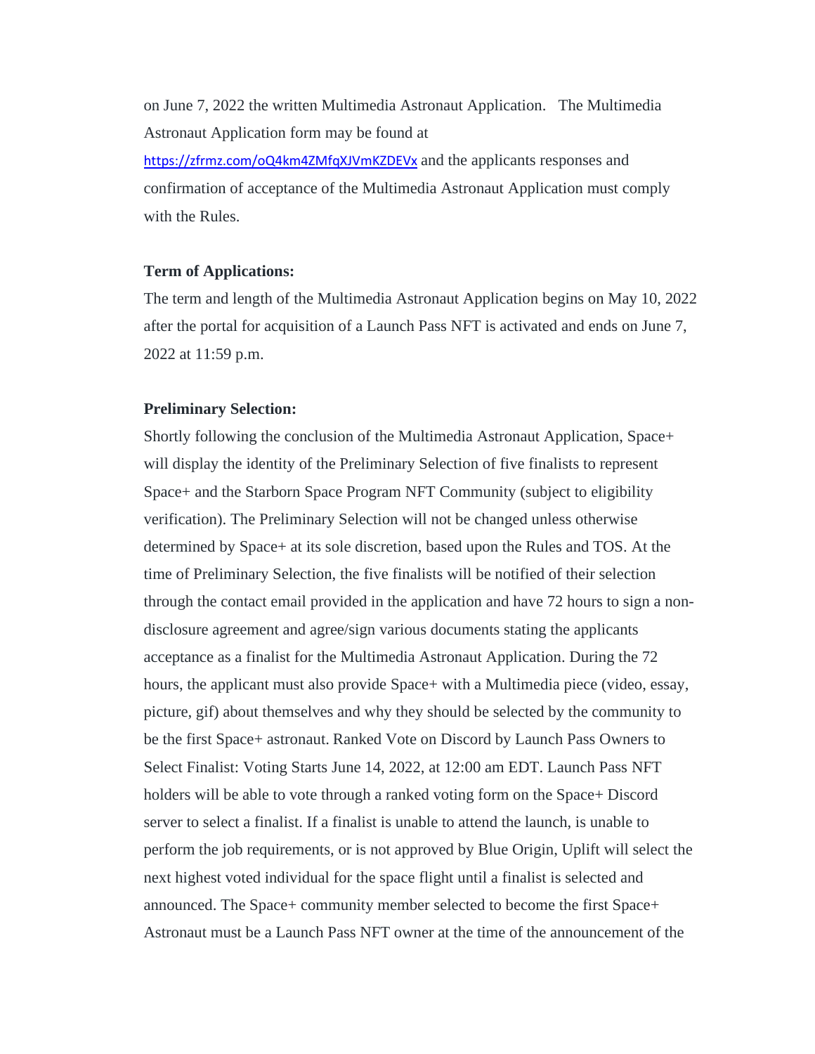on June 7, 2022 the written Multimedia Astronaut Application. The Multimedia Astronaut Application form may be found at https://zfrmz.com/oQ4km4ZMfqXJVmKZDEVx and the applicants responses and confirmation of acceptance of the Multimedia Astronaut Application must comply with the Rules.

**Term of Applications:**

The term and length of the Multimedia Astronaut Application begins on May 10, 2022 after the portal for acquisition of a Launch Pass NFT is activated and ends on June 7, 2022 at 11:59 p.m.

**Preliminary Selection:**

Shortly following the conclusion of the Multimedia Astronaut Application, Space+ will display the identity of the Preliminary Selection of five finalists to represent Space+ and the Starborn Space Program NFT Community (subject to eligibility verification). The Preliminary Selection will not be changed unless otherwise determined by Space+ at its sole discretion, based upon the Rules and TOS. At the time of Preliminary Selection, the five finalists will be notified of their selection through the contact email provided in the application and have 72 hours to sign a non-disclosure agreement and agree/sign various documents stating the applicants acceptance as a finalist for the Multimedia Astronaut Application. During the 72 hours, the applicant must also provide Space+ with a Multimedia piece (video, essay, picture, gif) about themselves and why they should be selected by the community to be the first Space+ astronaut. Ranked Vote on Discord by Launch Pass Owners to Select Finalist: Voting Starts June 14, 2022, at 12:00 am EDT. Launch Pass NFT holders will be able to vote through a ranked voting form on the Space+ Discord server to select a finalist. If a finalist is unable to attend the launch, is unable to perform the job requirements, or is not approved by Blue Origin, Uplift will select the next highest voted individual for the space flight until a finalist is selected and announced. The Space+ community member selected to become the first Space+ Astronaut must be a Launch Pass NFT owner at the time of the announcement of the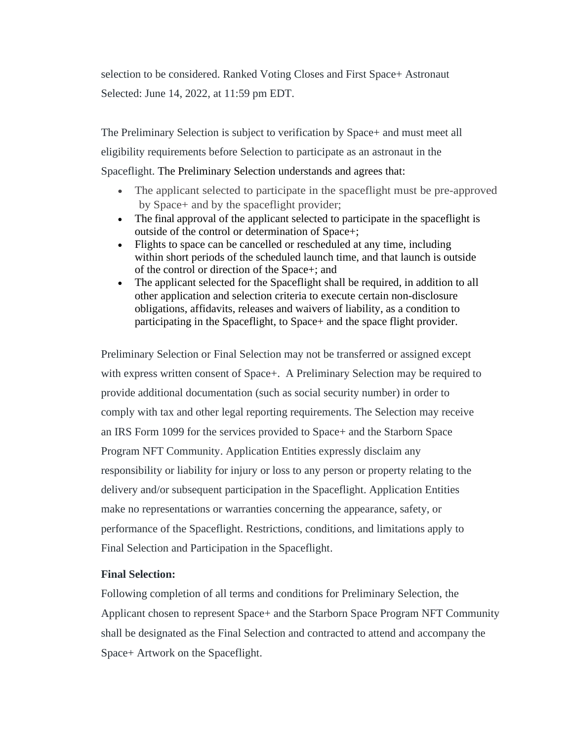selection to be considered. Ranked Voting Closes and First Space+ Astronaut Selected: June 14, 2022, at 11:59 pm EDT.

The Preliminary Selection is subject to verification by Space+ and must meet all eligibility requirements before Selection to participate as an astronaut in the Spaceflight. The Preliminary Selection understands and agrees that:

- The applicant selected to participate in the spaceflight must be pre-approved by Space+ and by the spaceflight provider;
- The final approval of the applicant selected to participate in the spaceflight is outside of the control or determination of Space+;
- Flights to space can be cancelled or rescheduled at any time, including within short periods of the scheduled launch time, and that launch is outside of the control or direction of the Space+; and
- The applicant selected for the Spaceflight shall be required, in addition to all other application and selection criteria to execute certain non-disclosure obligations, affidavits, releases and waivers of liability, as a condition to participating in the Spaceflight, to Space+ and the space flight provider.

Preliminary Selection or Final Selection may not be transferred or assigned except with express written consent of Space+. A Preliminary Selection may be required to provide additional documentation (such as social security number) in order to comply with tax and other legal reporting requirements. The Selection may receive an IRS Form 1099 for the services provided to Space+ and the Starborn Space Program NFT Community. Application Entities expressly disclaim any responsibility or liability for injury or loss to any person or property relating to the delivery and/or subsequent participation in the Spaceflight. Application Entities make no representations or warranties concerning the appearance, safety, or performance of the Spaceflight. Restrictions, conditions, and limitations apply to Final Selection and Participation in the Spaceflight.

**Final Selection:**

Following completion of all terms and conditions for Preliminary Selection, the Applicant chosen to represent Space+ and the Starborn Space Program NFT Community shall be designated as the Final Selection and contracted to attend and accompany the Space+ Artwork on the Spaceflight.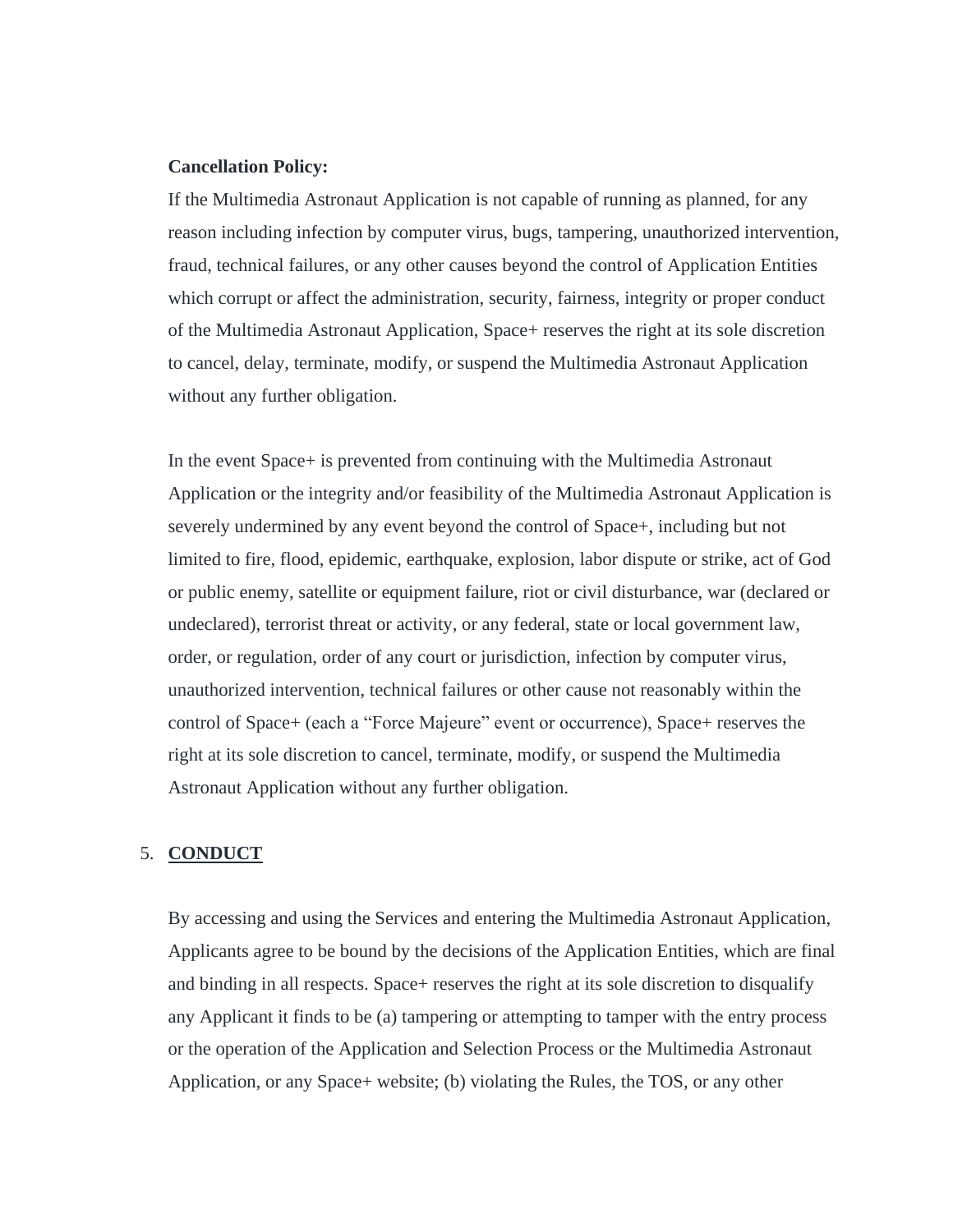**Cancellation Policy:**

If the Multimedia Astronaut Application is not capable of running as planned, for any reason including infection by computer virus, bugs, tampering, unauthorized intervention, fraud, technical failures, or any other causes beyond the control of Application Entities which corrupt or affect the administration, security, fairness, integrity or proper conduct of the Multimedia Astronaut Application, Space+ reserves the right at its sole discretion to cancel, delay, terminate, modify, or suspend the Multimedia Astronaut Application without any further obligation.

In the event Space+ is prevented from continuing with the Multimedia Astronaut Application or the integrity and/or feasibility of the Multimedia Astronaut Application is severely undermined by any event beyond the control of Space+, including but not limited to fire, flood, epidemic, earthquake, explosion, labor dispute or strike, act of God or public enemy, satellite or equipment failure, riot or civil disturbance, war (declared or undeclared), terrorist threat or activity, or any federal, state or local government law, order, or regulation, order of any court or jurisdiction, infection by computer virus, unauthorized intervention, technical failures or other cause not reasonably within the control of Space+ (each a "Force Majeure" event or occurrence), Space+ reserves the right at its sole discretion to cancel, terminate, modify, or suspend the Multimedia Astronaut Application without any further obligation.

5. **CONDUCT**

By accessing and using the Services and entering the Multimedia Astronaut Application, Applicants agree to be bound by the decisions of the Application Entities, which are final and binding in all respects. Space+ reserves the right at its sole discretion to disqualify any Applicant it finds to be (a) tampering or attempting to tamper with the entry process or the operation of the Application and Selection Process or the Multimedia Astronaut Application, or any Space+ website; (b) violating the Rules, the TOS, or any other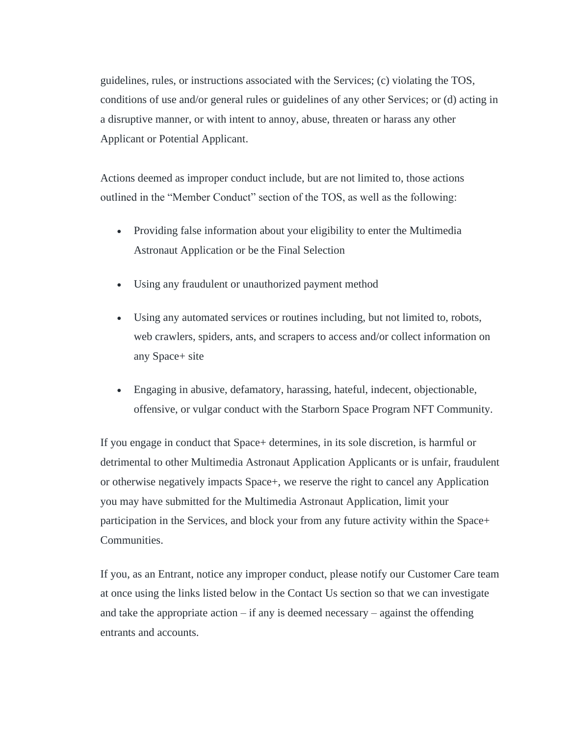guidelines, rules, or instructions associated with the Services; (c) violating the TOS, conditions of use and/or general rules or guidelines of any other Services; or (d) acting in a disruptive manner, or with intent to annoy, abuse, threaten or harass any other Applicant or Potential Applicant.

Actions deemed as improper conduct include, but are not limited to, those actions outlined in the "Member Conduct" section of the TOS, as well as the following:

- Providing false information about your eligibility to enter the Multimedia Astronaut Application or be the Final Selection
- Using any fraudulent or unauthorized payment method
- Using any automated services or routines including, but not limited to, robots, web crawlers, spiders, ants, and scrapers to access and/or collect information on any Space+ site
- Engaging in abusive, defamatory, harassing, hateful, indecent, objectionable, offensive, or vulgar conduct with the Starborn Space Program NFT Community.

If you engage in conduct that Space+ determines, in its sole discretion, is harmful or detrimental to other Multimedia Astronaut Application Applicants or is unfair, fraudulent or otherwise negatively impacts Space+, we reserve the right to cancel any Application you may have submitted for the Multimedia Astronaut Application, limit your participation in the Services, and block your from any future activity within the Space+ Communities.

If you, as an Entrant, notice any improper conduct, please notify our Customer Care team at once using the links listed below in the Contact Us section so that we can investigate and take the appropriate action – if any is deemed necessary – against the offending entrants and accounts.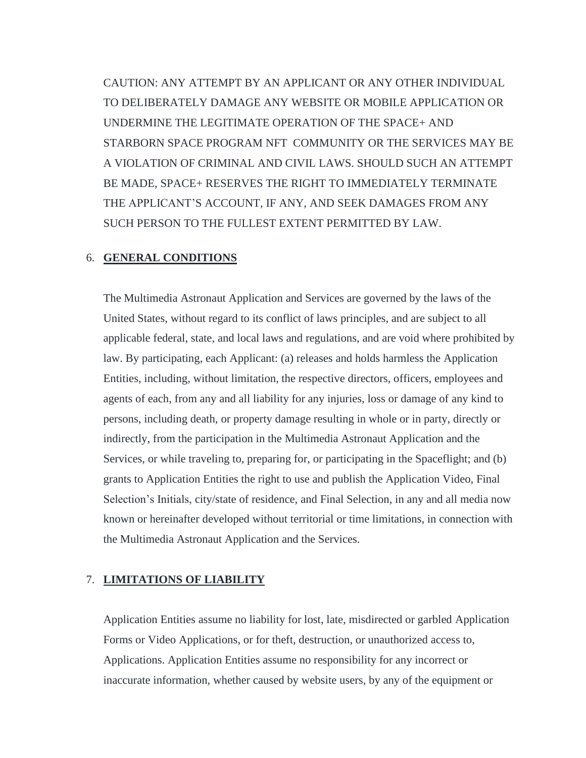CAUTION: ANY ATTEMPT BY AN APPLICANT OR ANY OTHER INDIVIDUAL TO DELIBERATELY DAMAGE ANY WEBSITE OR MOBILE APPLICATION OR UNDERMINE THE LEGITIMATE OPERATION OF THE SPACE+ AND STARBORN SPACE PROGRAM NFT COMMUNITY OR THE SERVICES MAY BE A VIOLATION OF CRIMINAL AND CIVIL LAWS. SHOULD SUCH AN ATTEMPT BE MADE, SPACE+ RESERVES THE RIGHT TO IMMEDIATELY TERMINATE THE APPLICANT'S ACCOUNT, IF ANY, AND SEEK DAMAGES FROM ANY SUCH PERSON TO THE FULLEST EXTENT PERMITTED BY LAW.

## 6. **GENERAL CONDITIONS**

The Multimedia Astronaut Application and Services are governed by the laws of the United States, without regard to its conflict of laws principles, and are subject to all applicable federal, state, and local laws and regulations, and are void where prohibited by law. By participating, each Applicant: (a) releases and holds harmless the Application Entities, including, without limitation, the respective directors, officers, employees and agents of each, from any and all liability for any injuries, loss or damage of any kind to persons, including death, or property damage resulting in whole or in party, directly or indirectly, from the participation in the Multimedia Astronaut Application and the Services, or while traveling to, preparing for, or participating in the Spaceflight; and (b) grants to Application Entities the right to use and publish the Application Video, Final Selection's Initials, city/state of residence, and Final Selection, in any and all media now known or hereinafter developed without territorial or time limitations, in connection with the Multimedia Astronaut Application and the Services.

## 7. **LIMITATIONS OF LIABILITY**

Application Entities assume no liability for lost, late, misdirected or garbled Application Forms or Video Applications, or for theft, destruction, or unauthorized access to, Applications. Application Entities assume no responsibility for any incorrect or inaccurate information, whether caused by website users, by any of the equipment or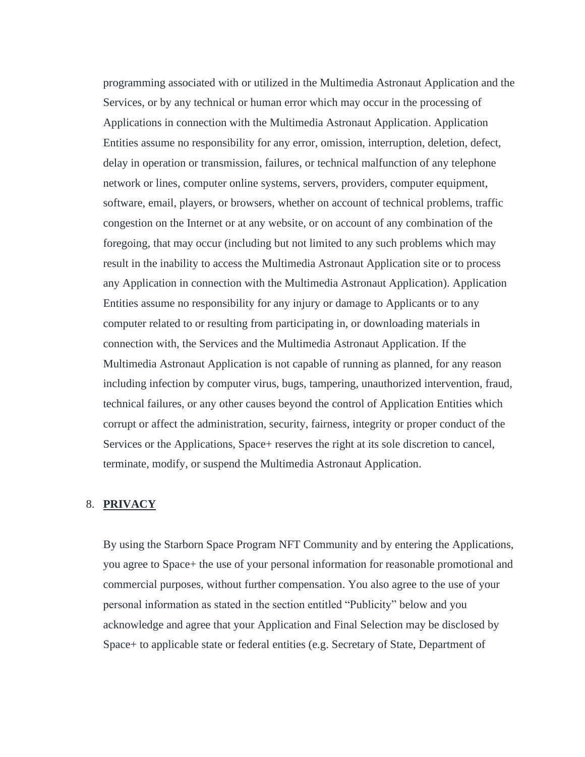programming associated with or utilized in the Multimedia Astronaut Application and the Services, or by any technical or human error which may occur in the processing of Applications in connection with the Multimedia Astronaut Application. Application Entities assume no responsibility for any error, omission, interruption, deletion, defect, delay in operation or transmission, failures, or technical malfunction of any telephone network or lines, computer online systems, servers, providers, computer equipment, software, email, players, or browsers, whether on account of technical problems, traffic congestion on the Internet or at any website, or on account of any combination of the foregoing, that may occur (including but not limited to any such problems which may result in the inability to access the Multimedia Astronaut Application site or to process any Application in connection with the Multimedia Astronaut Application). Application Entities assume no responsibility for any injury or damage to Applicants or to any computer related to or resulting from participating in, or downloading materials in connection with, the Services and the Multimedia Astronaut Application. If the Multimedia Astronaut Application is not capable of running as planned, for any reason including infection by computer virus, bugs, tampering, unauthorized intervention, fraud, technical failures, or any other causes beyond the control of Application Entities which corrupt or affect the administration, security, fairness, integrity or proper conduct of the Services or the Applications, Space+ reserves the right at its sole discretion to cancel, terminate, modify, or suspend the Multimedia Astronaut Application.

8. **PRIVACY**

By using the Starborn Space Program NFT Community and by entering the Applications, you agree to Space+ the use of your personal information for reasonable promotional and commercial purposes, without further compensation. You also agree to the use of your personal information as stated in the section entitled "Publicity" below and you acknowledge and agree that your Application and Final Selection may be disclosed by Space+ to applicable state or federal entities (e.g. Secretary of State, Department of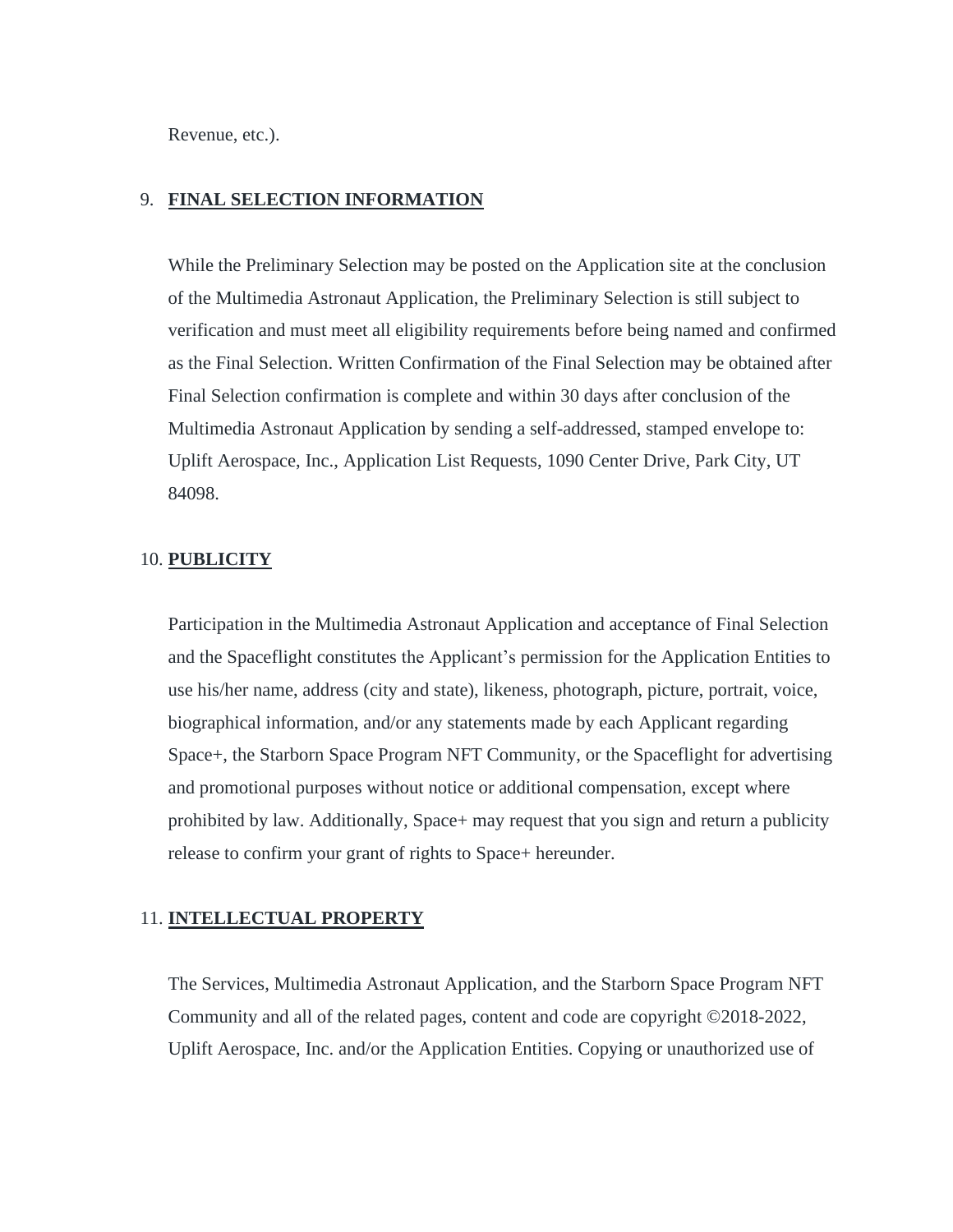Revenue, etc.).

9. **FINAL SELECTION INFORMATION**

While the Preliminary Selection may be posted on the Application site at the conclusion of the Multimedia Astronaut Application, the Preliminary Selection is still subject to verification and must meet all eligibility requirements before being named and confirmed as the Final Selection. Written Confirmation of the Final Selection may be obtained after Final Selection confirmation is complete and within 30 days after conclusion of the Multimedia Astronaut Application by sending a self-addressed, stamped envelope to: Uplift Aerospace, Inc., Application List Requests, 1090 Center Drive, Park City, UT 84098.

10. **PUBLICITY**

Participation in the Multimedia Astronaut Application and acceptance of Final Selection and the Spaceflight constitutes the Applicant's permission for the Application Entities to use his/her name, address (city and state), likeness, photograph, picture, portrait, voice, biographical information, and/or any statements made by each Applicant regarding Space+, the Starborn Space Program NFT Community, or the Spaceflight for advertising and promotional purposes without notice or additional compensation, except where prohibited by law. Additionally, Space+ may request that you sign and return a publicity release to confirm your grant of rights to Space+ hereunder.

11. **INTELLECTUAL PROPERTY**

The Services, Multimedia Astronaut Application, and the Starborn Space Program NFT Community and all of the related pages, content and code are copyright ©2018-2022, Uplift Aerospace, Inc. and/or the Application Entities. Copying or unauthorized use of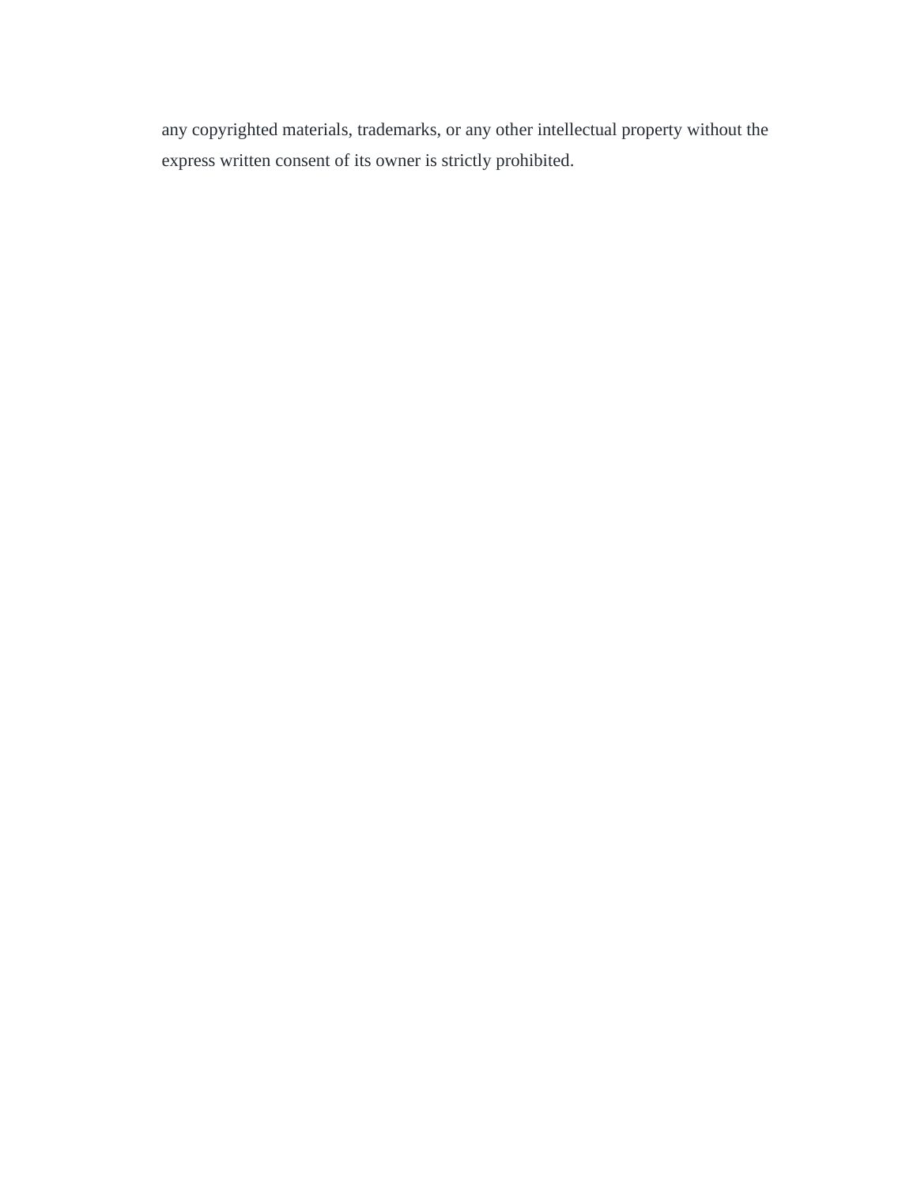any copyrighted materials, trademarks, or any other intellectual property without the express written consent of its owner is strictly prohibited.